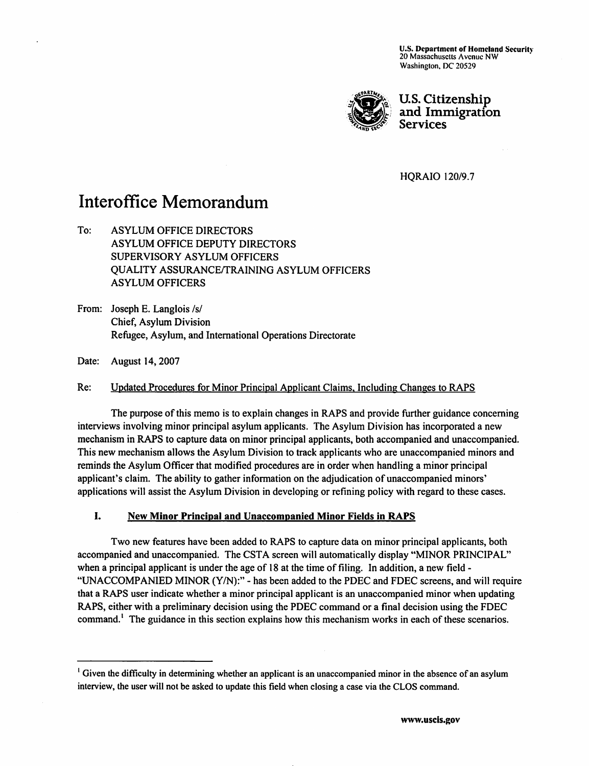U.S. Department of Homeland Security
20 Massachusetts Avenue NW
Washington, DC 20529

U.S. Citizenship and Immigration Services

HQRAIO 120/9.7

# Interoffice Memorandum

To: ASYLUM OFFICE DIRECTORS
ASYLUM OFFICE DEPUTY DIRECTORS
SUPERVISORY ASYLUM OFFICERS
QUALITY ASSURANCE/TRAINING ASYLUM OFFICERS
ASYLUM OFFICERS

From: Joseph E. Langlois /s/
Chief, Asylum Division
Refugee, Asylum, and International Operations Directorate

Date: August 14, 2007

Re: Updated Procedures for Minor Principal Applicant Claims, Including Changes to RAPS

The purpose of this memo is to explain changes in RAPS and provide further guidance concerning interviews involving minor principal asylum applicants. The Asylum Division has incorporated a new mechanism in RAPS to capture data on minor principal applicants, both accompanied and unaccompanied. This new mechanism allows the Asylum Division to track applicants who are unaccompanied minors and reminds the Asylum Officer that modified procedures are in order when handling a minor principal applicant's claim. The ability to gather information on the adjudication of unaccompanied minors' applications will assist the Asylum Division in developing or refining policy with regard to these cases.

## I. New Minor Principal and Unaccompanied Minor Fields in RAPS

Two new features have been added to RAPS to capture data on minor principal applicants, both accompanied and unaccompanied. The CSTA screen will automatically display "MINOR PRINCIPAL" when a principal applicant is under the age of 18 at the time of filing. In addition, a new field - "UNACCOMPANIED MINOR (Y/N):" - has been added to the PDEC and FDEC screens, and will require that a RAPS user indicate whether a minor principal applicant is an unaccompanied minor when updating RAPS, either with a preliminary decision using the PDEC command or a final decision using the FDEC command.[1] The guidance in this section explains how this mechanism works in each of these scenarios.

[1] Given the difficulty in determining whether an applicant is an unaccompanied minor in the absence of an asylum interview, the user will not be asked to update this field when closing a case via the CLOS command.

www.uscis.gov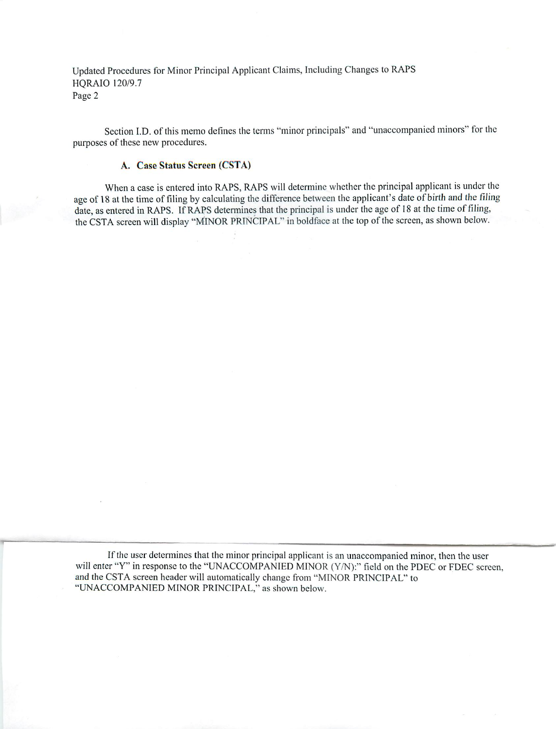Section I.D. of this memo defines the terms "minor principals" and "unaccompanied minors" for the purposes of these new procedures.

### A. Case Status Screen (CSTA)

When a case is entered into RAPS, RAPS will determine whether the principal applicant is under the age of 18 at the time of filing by calculating the difference between the applicant's date of birth and the filing date, as entered in RAPS. If RAPS determines that the principal is under the age of 18 at the time of filing, the CSTA screen will display "MINOR PRINCIPAL" in boldface at the top of the screen, as shown below.

If the user determines that the minor principal applicant is an unaccompanied minor, then the user will enter "Y" in response to the "UNACCOMPANIED MINOR (Y/N):" field on the PDEC or FDEC screen, and the CSTA screen header will automatically change from "MINOR PRINCIPAL" to "UNACCOMPANIED MINOR PRINCIPAL," as shown below.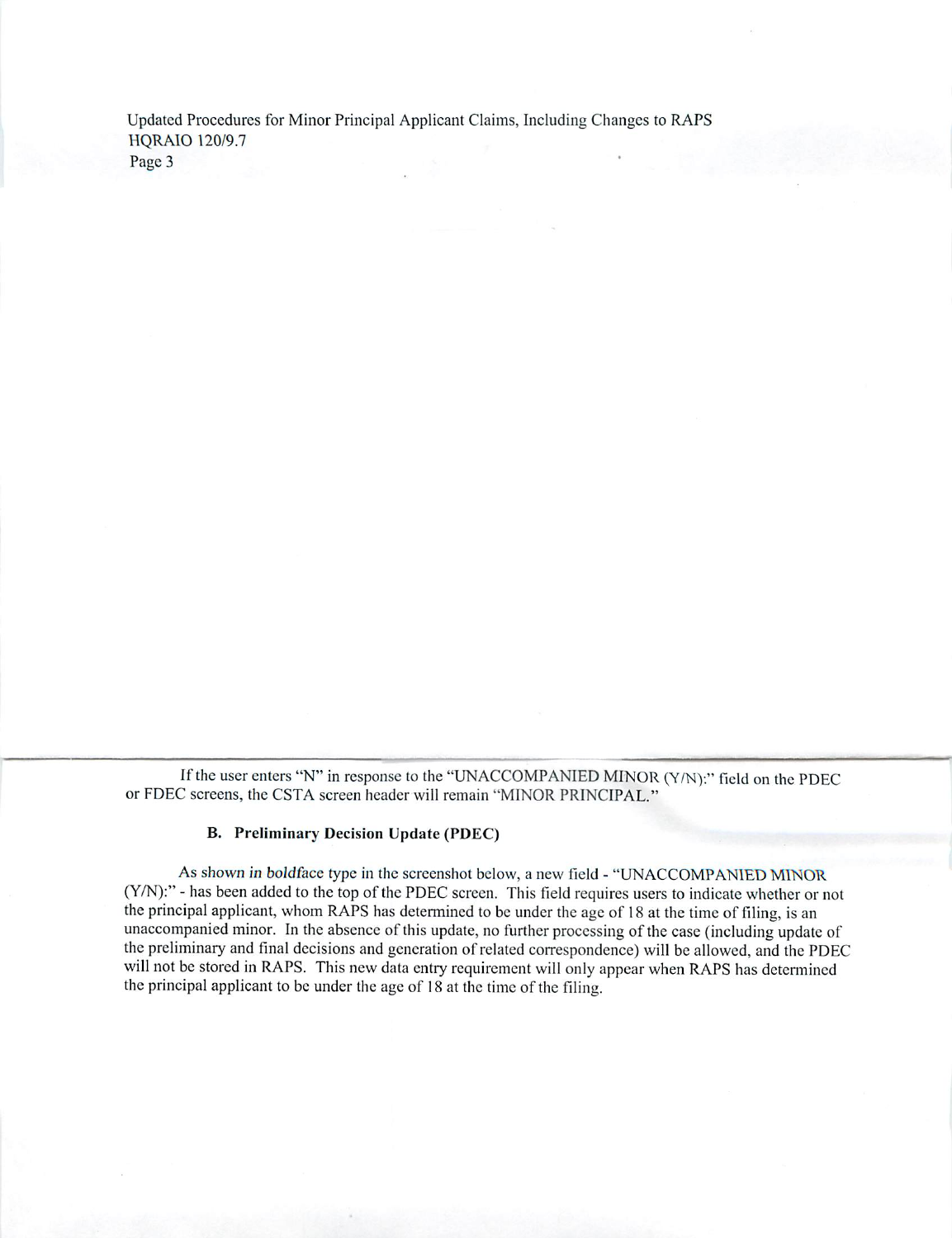If the user enters "N" in response to the "UNACCOMPANIED MINOR (Y/N):" field on the PDEC or FDEC screens, the CSTA screen header will remain "MINOR PRINCIPAL."

### B. Preliminary Decision Update (PDEC)

As shown in boldface type in the screenshot below, a new field - "UNACCOMPANIED MINOR (Y/N):" - has been added to the top of the PDEC screen. This field requires users to indicate whether or not the principal applicant, whom RAPS has determined to be under the age of 18 at the time of filing, is an unaccompanied minor. In the absence of this update, no further processing of the case (including update of the preliminary and final decisions and generation of related correspondence) will be allowed, and the PDEC will not be stored in RAPS. This new data entry requirement will only appear when RAPS has determined the principal applicant to be under the age of 18 at the time of the filing.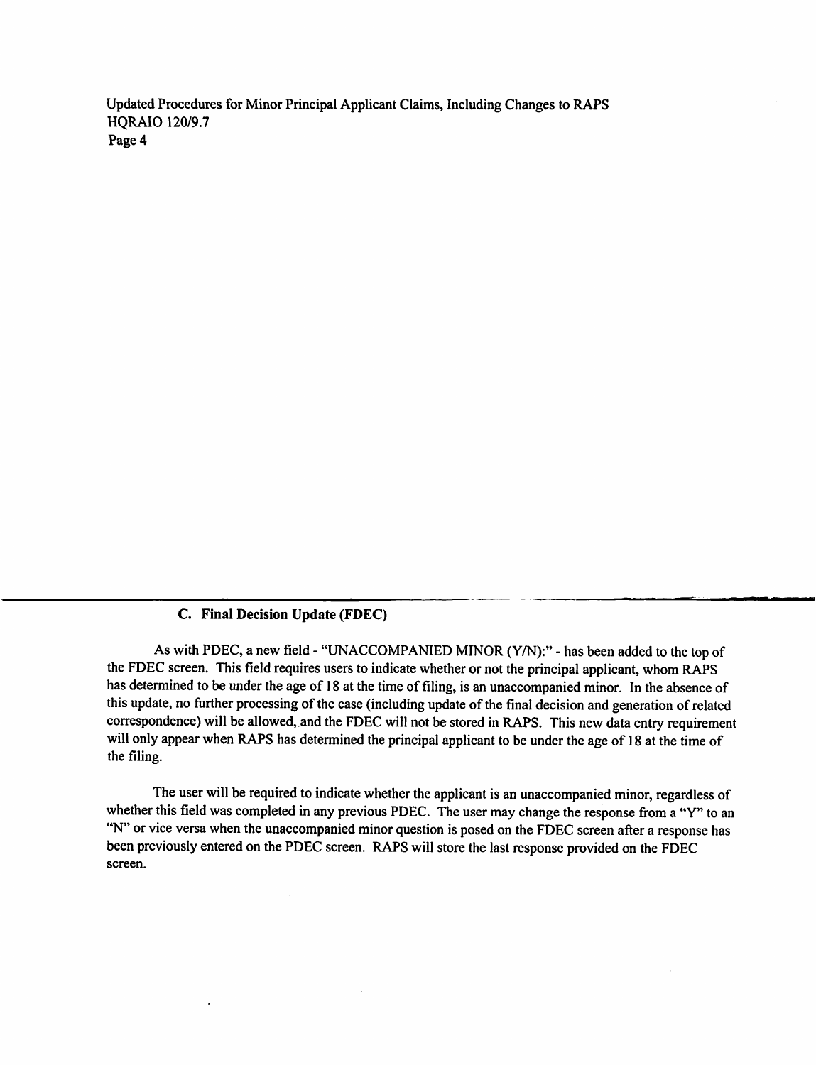### C. Final Decision Update (FDEC)

As with PDEC, a new field - "UNACCOMPANIED MINOR (Y/N):" - has been added to the top of the FDEC screen. This field requires users to indicate whether or not the principal applicant, whom RAPS has determined to be under the age of 18 at the time of filing, is an unaccompanied minor. In the absence of this update, no further processing of the case (including update of the final decision and generation of related correspondence) will be allowed, and the FDEC will not be stored in RAPS. This new data entry requirement will only appear when RAPS has determined the principal applicant to be under the age of 18 at the time of the filing.

The user will be required to indicate whether the applicant is an unaccompanied minor, regardless of whether this field was completed in any previous PDEC. The user may change the response from a "Y" to an "N" or vice versa when the unaccompanied minor question is posed on the FDEC screen after a response has been previously entered on the PDEC screen. RAPS will store the last response provided on the FDEC screen.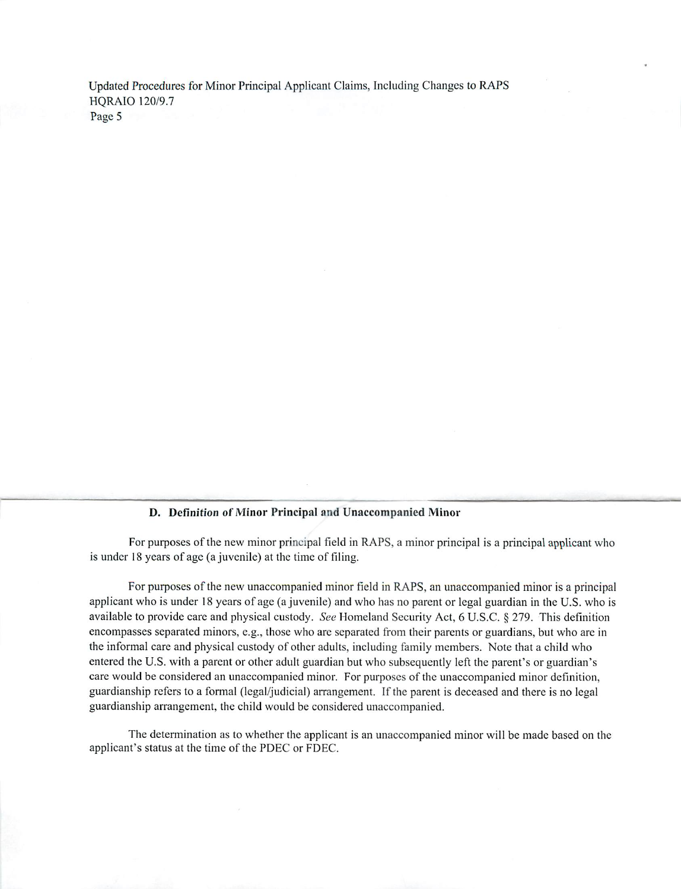### D. Definition of Minor Principal and Unaccompanied Minor

For purposes of the new minor principal field in RAPS, a minor principal is a principal applicant who is under 18 years of age (a juvenile) at the time of filing.

For purposes of the new unaccompanied minor field in RAPS, an unaccompanied minor is a principal applicant who is under 18 years of age (a juvenile) and who has no parent or legal guardian in the U.S. who is available to provide care and physical custody. *See* Homeland Security Act, 6 U.S.C. § 279. This definition encompasses separated minors, e.g., those who are separated from their parents or guardians, but who are in the informal care and physical custody of other adults, including family members. Note that a child who entered the U.S. with a parent or other adult guardian but who subsequently left the parent's or guardian's care would be considered an unaccompanied minor. For purposes of the unaccompanied minor definition, guardianship refers to a formal (legal/judicial) arrangement. If the parent is deceased and there is no legal guardianship arrangement, the child would be considered unaccompanied.

The determination as to whether the applicant is an unaccompanied minor will be made based on the applicant's status at the time of the PDEC or FDEC.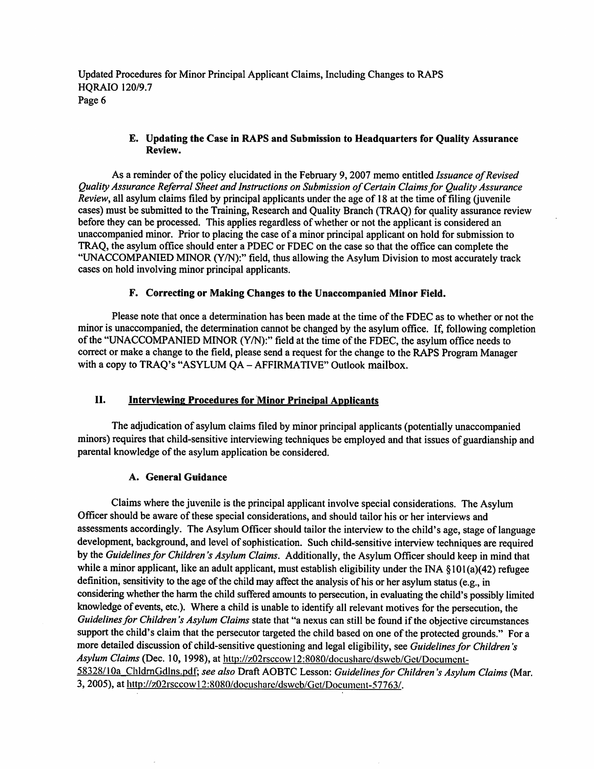### E. Updating the Case in RAPS and Submission to Headquarters for Quality Assurance Review.

As a reminder of the policy elucidated in the February 9, 2007 memo entitled *Issuance of Revised Quality Assurance Referral Sheet and Instructions on Submission of Certain Claims for Quality Assurance Review*, all asylum claims filed by principal applicants under the age of 18 at the time of filing (juvenile cases) must be submitted to the Training, Research and Quality Branch (TRAQ) for quality assurance review before they can be processed. This applies regardless of whether or not the applicant is considered an unaccompanied minor. Prior to placing the case of a minor principal applicant on hold for submission to TRAQ, the asylum office should enter a PDEC or FDEC on the case so that the office can complete the "UNACCOMPANIED MINOR (Y/N):" field, thus allowing the Asylum Division to most accurately track cases on hold involving minor principal applicants.

### F. Correcting or Making Changes to the Unaccompanied Minor Field.

Please note that once a determination has been made at the time of the FDEC as to whether or not the minor is unaccompanied, the determination cannot be changed by the asylum office. If, following completion of the "UNACCOMPANIED MINOR (Y/N):" field at the time of the FDEC, the asylum office needs to correct or make a change to the field, please send a request for the change to the RAPS Program Manager with a copy to TRAQ's "ASYLUM QA – AFFIRMATIVE" Outlook mailbox.

## II. Interviewing Procedures for Minor Principal Applicants

The adjudication of asylum claims filed by minor principal applicants (potentially unaccompanied minors) requires that child-sensitive interviewing techniques be employed and that issues of guardianship and parental knowledge of the asylum application be considered.

### A. General Guidance

Claims where the juvenile is the principal applicant involve special considerations. The Asylum Officer should be aware of these special considerations, and should tailor his or her interviews and assessments accordingly. The Asylum Officer should tailor the interview to the child's age, stage of language development, background, and level of sophistication. Such child-sensitive interview techniques are required by the *Guidelines for Children's Asylum Claims*. Additionally, the Asylum Officer should keep in mind that while a minor applicant, like an adult applicant, must establish eligibility under the INA §101(a)(42) refugee definition, sensitivity to the age of the child may affect the analysis of his or her asylum status (e.g., in considering whether the harm the child suffered amounts to persecution, in evaluating the child's possibly limited knowledge of events, etc.). Where a child is unable to identify all relevant motives for the persecution, the *Guidelines for Children's Asylum Claims* state that "a nexus can still be found if the objective circumstances support the child's claim that the persecutor targeted the child based on one of the protected grounds." For a more detailed discussion of child-sensitive questioning and legal eligibility, see *Guidelines for Children's Asylum Claims* (Dec. 10, 1998), at http://z02rsccow12:8080/docushare/dsweb/Get/Document-58328/10a_ChldrnGdlns.pdf; *see also* Draft AOBTC Lesson: *Guidelines for Children's Asylum Claims* (Mar. 3, 2005), at http://z02rsccow12:8080/docushare/dsweb/Get/Document-57763/.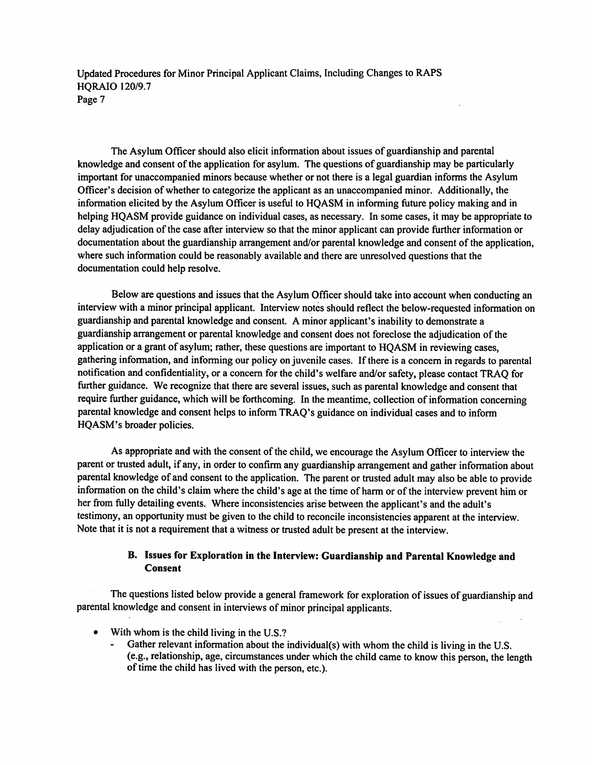The Asylum Officer should also elicit information about issues of guardianship and parental knowledge and consent of the application for asylum. The questions of guardianship may be particularly important for unaccompanied minors because whether or not there is a legal guardian informs the Asylum Officer's decision of whether to categorize the applicant as an unaccompanied minor. Additionally, the information elicited by the Asylum Officer is useful to HQASM in informing future policy making and in helping HQASM provide guidance on individual cases, as necessary. In some cases, it may be appropriate to delay adjudication of the case after interview so that the minor applicant can provide further information or documentation about the guardianship arrangement and/or parental knowledge and consent of the application, where such information could be reasonably available and there are unresolved questions that the documentation could help resolve.

Below are questions and issues that the Asylum Officer should take into account when conducting an interview with a minor principal applicant. Interview notes should reflect the below-requested information on guardianship and parental knowledge and consent. A minor applicant's inability to demonstrate a guardianship arrangement or parental knowledge and consent does not foreclose the adjudication of the application or a grant of asylum; rather, these questions are important to HQASM in reviewing cases, gathering information, and informing our policy on juvenile cases. If there is a concern in regards to parental notification and confidentiality, or a concern for the child's welfare and/or safety, please contact TRAQ for further guidance. We recognize that there are several issues, such as parental knowledge and consent that require further guidance, which will be forthcoming. In the meantime, collection of information concerning parental knowledge and consent helps to inform TRAQ's guidance on individual cases and to inform HQASM's broader policies.

As appropriate and with the consent of the child, we encourage the Asylum Officer to interview the parent or trusted adult, if any, in order to confirm any guardianship arrangement and gather information about parental knowledge of and consent to the application. The parent or trusted adult may also be able to provide information on the child's claim where the child's age at the time of harm or of the interview prevent him or her from fully detailing events. Where inconsistencies arise between the applicant's and the adult's testimony, an opportunity must be given to the child to reconcile inconsistencies apparent at the interview. Note that it is not a requirement that a witness or trusted adult be present at the interview.

### B. Issues for Exploration in the Interview: Guardianship and Parental Knowledge and Consent

The questions listed below provide a general framework for exploration of issues of guardianship and parental knowledge and consent in interviews of minor principal applicants.

- With whom is the child living in the U.S.?
  - Gather relevant information about the individual(s) with whom the child is living in the U.S. (e.g., relationship, age, circumstances under which the child came to know this person, the length of time the child has lived with the person, etc.).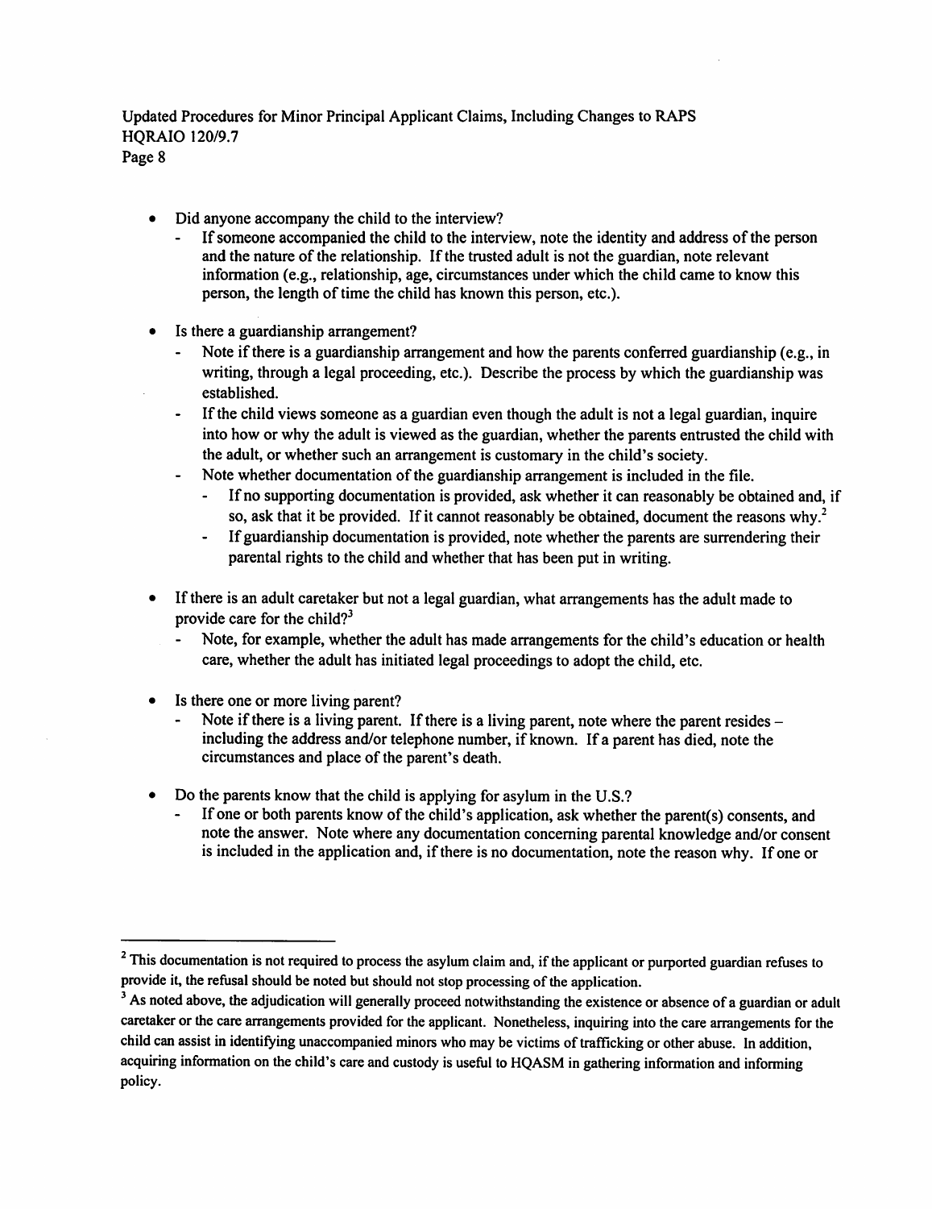- Did anyone accompany the child to the interview?
  - If someone accompanied the child to the interview, note the identity and address of the person and the nature of the relationship. If the trusted adult is not the guardian, note relevant information (e.g., relationship, age, circumstances under which the child came to know this person, the length of time the child has known this person, etc.).

- Is there a guardianship arrangement?
  - Note if there is a guardianship arrangement and how the parents conferred guardianship (e.g., in writing, through a legal proceeding, etc.). Describe the process by which the guardianship was established.
  - If the child views someone as a guardian even though the adult is not a legal guardian, inquire into how or why the adult is viewed as the guardian, whether the parents entrusted the child with the adult, or whether such an arrangement is customary in the child's society.
  - Note whether documentation of the guardianship arrangement is included in the file.
    - If no supporting documentation is provided, ask whether it can reasonably be obtained and, if so, ask that it be provided. If it cannot reasonably be obtained, document the reasons why.[2]
    - If guardianship documentation is provided, note whether the parents are surrendering their parental rights to the child and whether that has been put in writing.

- If there is an adult caretaker but not a legal guardian, what arrangements has the adult made to provide care for the child?[3]
  - Note, for example, whether the adult has made arrangements for the child's education or health care, whether the adult has initiated legal proceedings to adopt the child, etc.

- Is there one or more living parent?
  - Note if there is a living parent. If there is a living parent, note where the parent resides – including the address and/or telephone number, if known. If a parent has died, note the circumstances and place of the parent's death.

- Do the parents know that the child is applying for asylum in the U.S.?
  - If one or both parents know of the child's application, ask whether the parent(s) consents, and note the answer. Note where any documentation concerning parental knowledge and/or consent is included in the application and, if there is no documentation, note the reason why. If one or

---

[2] This documentation is not required to process the asylum claim and, if the applicant or purported guardian refuses to provide it, the refusal should be noted but should not stop processing of the application.

[3] As noted above, the adjudication will generally proceed notwithstanding the existence or absence of a guardian or adult caretaker or the care arrangements provided for the applicant. Nonetheless, inquiring into the care arrangements for the child can assist in identifying unaccompanied minors who may be victims of trafficking or other abuse. In addition, acquiring information on the child's care and custody is useful to HQASM in gathering information and informing policy.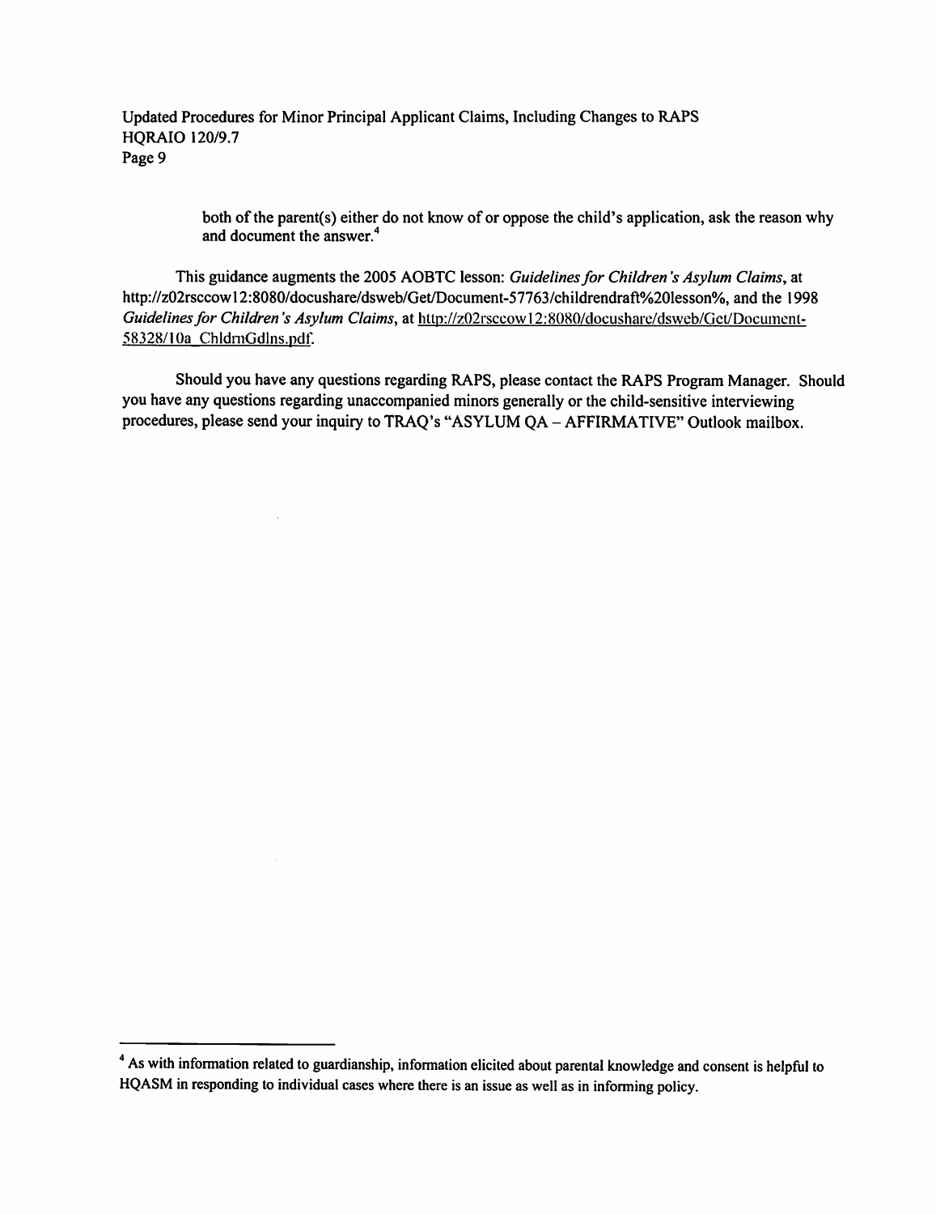both of the parent(s) either do not know of or oppose the child's application, ask the reason why and document the answer.[4]

This guidance augments the 2005 AOBTC lesson: *Guidelines for Children's Asylum Claims*, at http://z02rsccow12:8080/docushare/dsweb/Get/Document-57763/childrendraft%20lesson%, and the 1998 *Guidelines for Children's Asylum Claims*, at http://z02rsccow12:8080/docushare/dsweb/Get/Document-58328/10a_ChldrnGdlns.pdf.

Should you have any questions regarding RAPS, please contact the RAPS Program Manager. Should you have any questions regarding unaccompanied minors generally or the child-sensitive interviewing procedures, please send your inquiry to TRAQ's "ASYLUM QA – AFFIRMATIVE" Outlook mailbox.

---

[4] As with information related to guardianship, information elicited about parental knowledge and consent is helpful to HQASM in responding to individual cases where there is an issue as well as in informing policy.